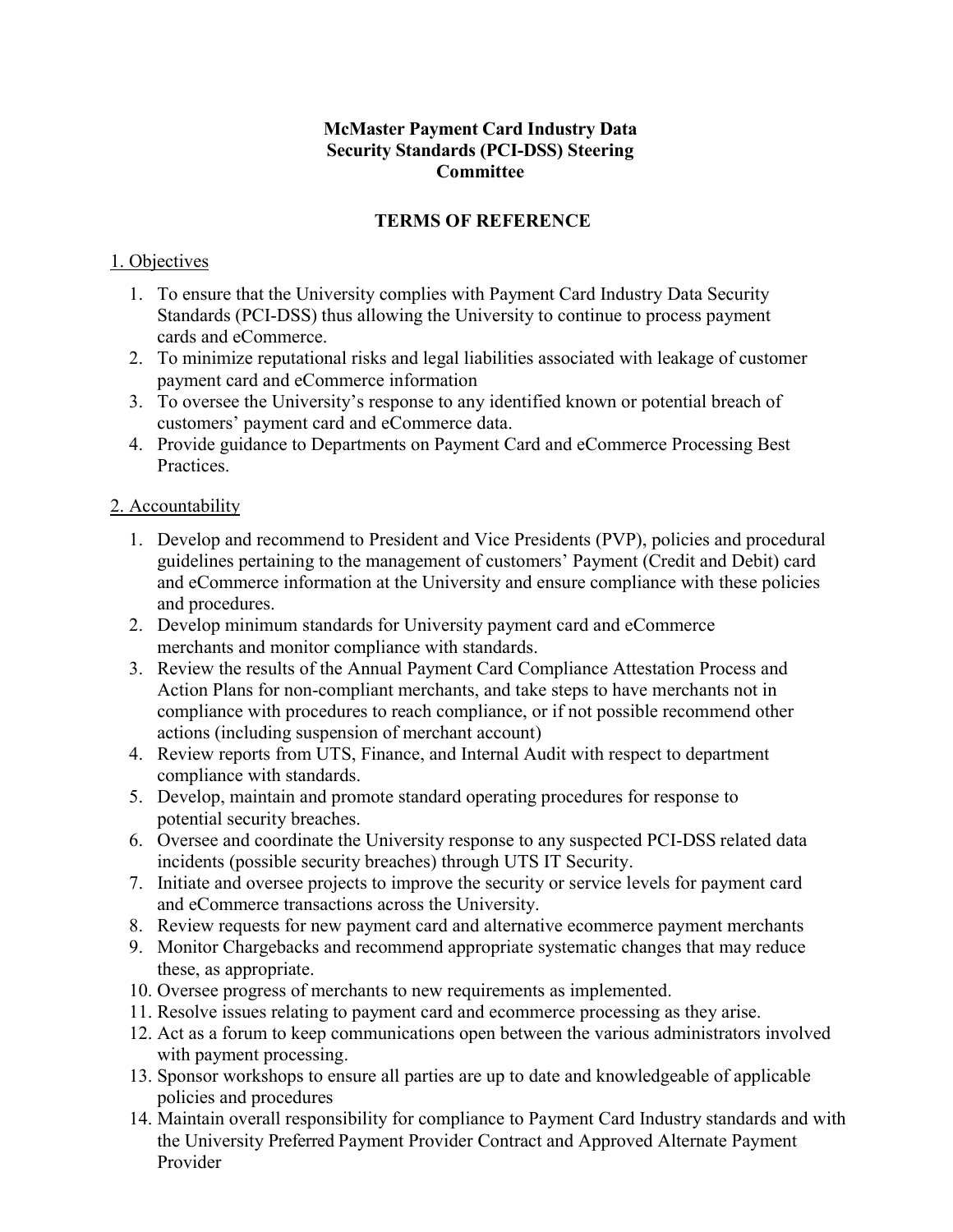# McMaster Payment Card Industry Data Security Standards (PCI-DSS) Steering Committee

## TERMS OF REFERENCE

### 1. Objectives

1. To ensure that the University complies with Payment Card Industry Data Security Standards (PCI-DSS) thus allowing the University to continue to process payment cards and eCommerce.
2. To minimize reputational risks and legal liabilities associated with leakage of customer payment card and eCommerce information
3. To oversee the University's response to any identified known or potential breach of customers' payment card and eCommerce data.
4. Provide guidance to Departments on Payment Card and eCommerce Processing Best Practices.

### 2. Accountability

1. Develop and recommend to President and Vice Presidents (PVP), policies and procedural guidelines pertaining to the management of customers' Payment (Credit and Debit) card and eCommerce information at the University and ensure compliance with these policies and procedures.
2. Develop minimum standards for University payment card and eCommerce merchants and monitor compliance with standards.
3. Review the results of the Annual Payment Card Compliance Attestation Process and Action Plans for non-compliant merchants, and take steps to have merchants not in compliance with procedures to reach compliance, or if not possible recommend other actions (including suspension of merchant account)
4. Review reports from UTS, Finance, and Internal Audit with respect to department compliance with standards.
5. Develop, maintain and promote standard operating procedures for response to potential security breaches.
6. Oversee and coordinate the University response to any suspected PCI-DSS related data incidents (possible security breaches) through UTS IT Security.
7. Initiate and oversee projects to improve the security or service levels for payment card and eCommerce transactions across the University.
8. Review requests for new payment card and alternative ecommerce payment merchants
9. Monitor Chargebacks and recommend appropriate systematic changes that may reduce these, as appropriate.
10. Oversee progress of merchants to new requirements as implemented.
11. Resolve issues relating to payment card and ecommerce processing as they arise.
12. Act as a forum to keep communications open between the various administrators involved with payment processing.
13. Sponsor workshops to ensure all parties are up to date and knowledgeable of applicable policies and procedures
14. Maintain overall responsibility for compliance to Payment Card Industry standards and with the University Preferred Payment Provider Contract and Approved Alternate Payment Provider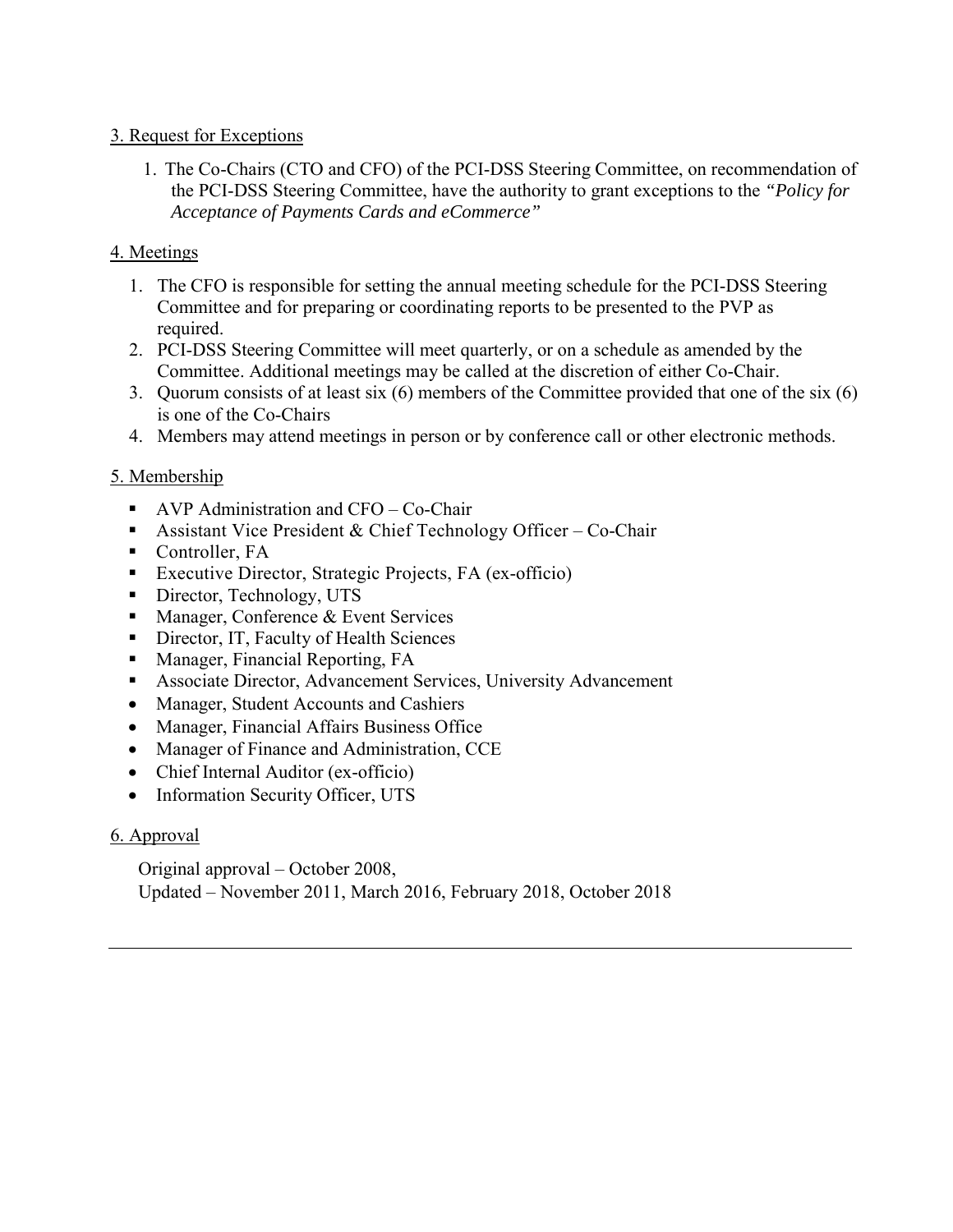3. Request for Exceptions

1. The Co-Chairs (CTO and CFO) of the PCI-DSS Steering Committee, on recommendation of the PCI-DSS Steering Committee, have the authority to grant exceptions to the *"Policy for Acceptance of Payments Cards and eCommerce"*

4. Meetings

1. The CFO is responsible for setting the annual meeting schedule for the PCI-DSS Steering Committee and for preparing or coordinating reports to be presented to the PVP as required.
2. PCI-DSS Steering Committee will meet quarterly, or on a schedule as amended by the Committee. Additional meetings may be called at the discretion of either Co-Chair.
3. Quorum consists of at least six (6) members of the Committee provided that one of the six (6) is one of the Co-Chairs
4. Members may attend meetings in person or by conference call or other electronic methods.

5. Membership

- AVP Administration and CFO – Co-Chair
- Assistant Vice President & Chief Technology Officer – Co-Chair
- Controller, FA
- Executive Director, Strategic Projects, FA (ex-officio)
- Director, Technology, UTS
- Manager, Conference & Event Services
- Director, IT, Faculty of Health Sciences
- Manager, Financial Reporting, FA
- Associate Director, Advancement Services, University Advancement
- Manager, Student Accounts and Cashiers
- Manager, Financial Affairs Business Office
- Manager of Finance and Administration, CCE
- Chief Internal Auditor (ex-officio)
- Information Security Officer, UTS

6. Approval

Original approval – October 2008,
Updated – November 2011, March 2016, February 2018, October 2018